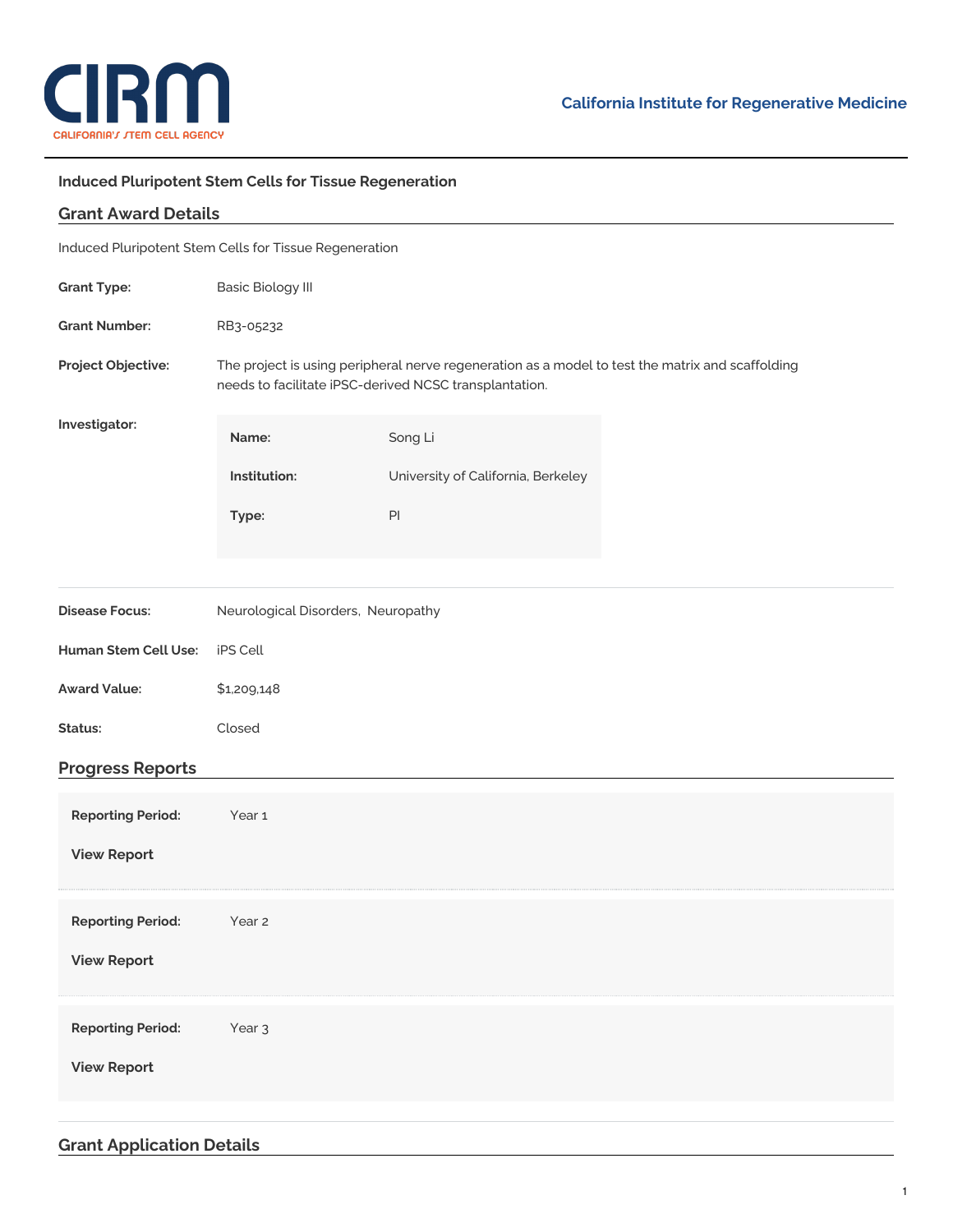California Institute for Regenerative Medicine

# Induced Pluripotent Stem Cells for Tissue Regeneration

## Grant Award Details

Induced Pluripotent Stem Cells for Tissue Regeneration

**Grant Type:** Basic Biology III

**Grant Number:** RB3-05232

**Project Objective:** The project is using peripheral nerve regeneration as a model to test the matrix and scaffolding needs to facilitate iPSC-derived NCSC transplantation.

**Investigator:**

| | |
|---|---|
| **Name:** | Song Li |
| **Institution:** | University of California, Berkeley |
| **Type:** | PI |

**Disease Focus:** Neurological Disorders, Neuropathy

**Human Stem Cell Use:** iPS Cell

**Award Value:** $1,209,148

**Status:** Closed

## Progress Reports

**Reporting Period:** Year 1

**View Report**

**Reporting Period:** Year 2

**View Report**

**Reporting Period:** Year 3

**View Report**

## Grant Application Details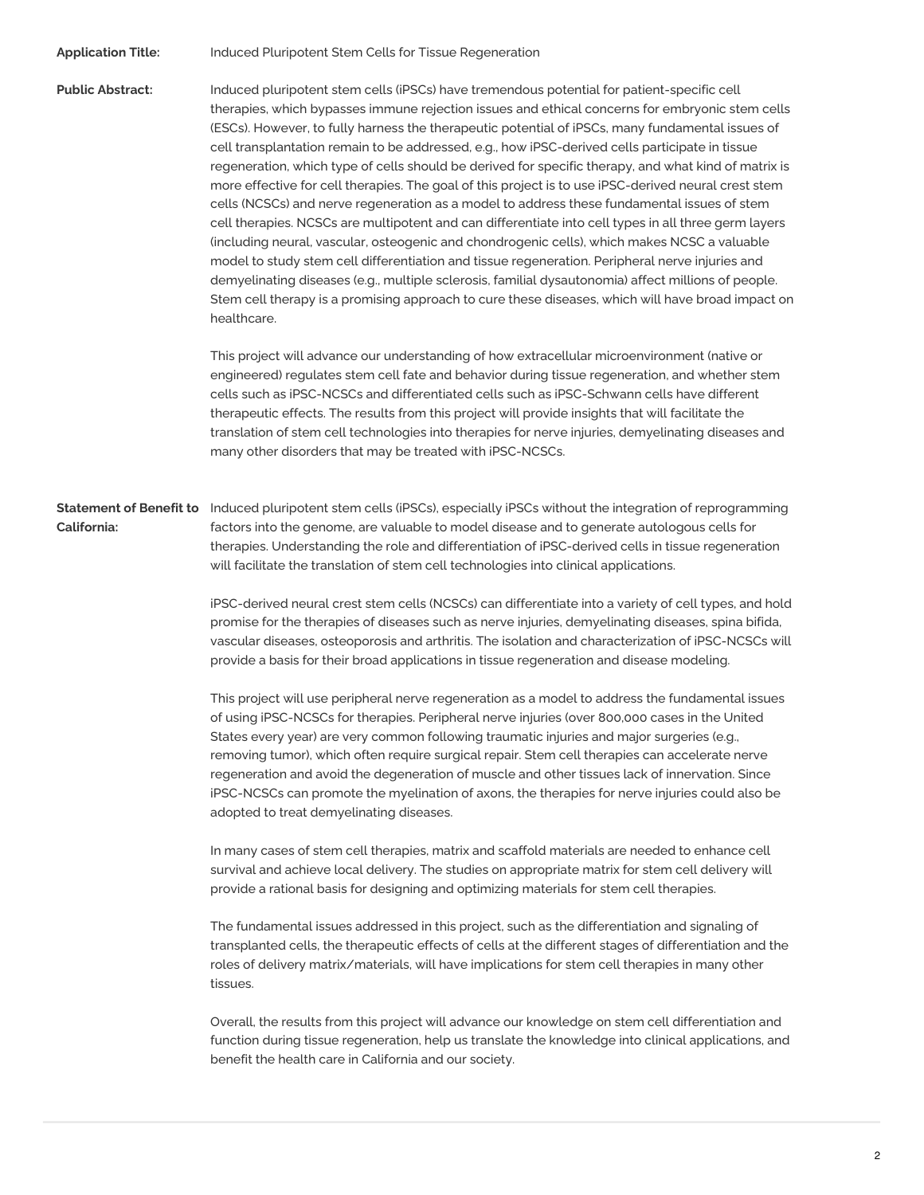**Application Title:** Induced Pluripotent Stem Cells for Tissue Regeneration

**Public Abstract:**

Induced pluripotent stem cells (iPSCs) have tremendous potential for patient-specific cell therapies, which bypasses immune rejection issues and ethical concerns for embryonic stem cells (ESCs). However, to fully harness the therapeutic potential of iPSCs, many fundamental issues of cell transplantation remain to be addressed, e.g., how iPSC-derived cells participate in tissue regeneration, which type of cells should be derived for specific therapy, and what kind of matrix is more effective for cell therapies. The goal of this project is to use iPSC-derived neural crest stem cells (NCSCs) and nerve regeneration as a model to address these fundamental issues of stem cell therapies. NCSCs are multipotent and can differentiate into cell types in all three germ layers (including neural, vascular, osteogenic and chondrogenic cells), which makes NCSC a valuable model to study stem cell differentiation and tissue regeneration. Peripheral nerve injuries and demyelinating diseases (e.g., multiple sclerosis, familial dysautonomia) affect millions of people. Stem cell therapy is a promising approach to cure these diseases, which will have broad impact on healthcare.

This project will advance our understanding of how extracellular microenvironment (native or engineered) regulates stem cell fate and behavior during tissue regeneration, and whether stem cells such as iPSC-NCSCs and differentiated cells such as iPSC-Schwann cells have different therapeutic effects. The results from this project will provide insights that will facilitate the translation of stem cell technologies into therapies for nerve injuries, demyelinating diseases and many other disorders that may be treated with iPSC-NCSCs.

**Statement of Benefit to California:**

Induced pluripotent stem cells (iPSCs), especially iPSCs without the integration of reprogramming factors into the genome, are valuable to model disease and to generate autologous cells for therapies. Understanding the role and differentiation of iPSC-derived cells in tissue regeneration will facilitate the translation of stem cell technologies into clinical applications.

iPSC-derived neural crest stem cells (NCSCs) can differentiate into a variety of cell types, and hold promise for the therapies of diseases such as nerve injuries, demyelinating diseases, spina bifida, vascular diseases, osteoporosis and arthritis. The isolation and characterization of iPSC-NCSCs will provide a basis for their broad applications in tissue regeneration and disease modeling.

This project will use peripheral nerve regeneration as a model to address the fundamental issues of using iPSC-NCSCs for therapies. Peripheral nerve injuries (over 800,000 cases in the United States every year) are very common following traumatic injuries and major surgeries (e.g., removing tumor), which often require surgical repair. Stem cell therapies can accelerate nerve regeneration and avoid the degeneration of muscle and other tissues lack of innervation. Since iPSC-NCSCs can promote the myelination of axons, the therapies for nerve injuries could also be adopted to treat demyelinating diseases.

In many cases of stem cell therapies, matrix and scaffold materials are needed to enhance cell survival and achieve local delivery. The studies on appropriate matrix for stem cell delivery will provide a rational basis for designing and optimizing materials for stem cell therapies.

The fundamental issues addressed in this project, such as the differentiation and signaling of transplanted cells, the therapeutic effects of cells at the different stages of differentiation and the roles of delivery matrix/materials, will have implications for stem cell therapies in many other tissues.

Overall, the results from this project will advance our knowledge on stem cell differentiation and function during tissue regeneration, help us translate the knowledge into clinical applications, and benefit the health care in California and our society.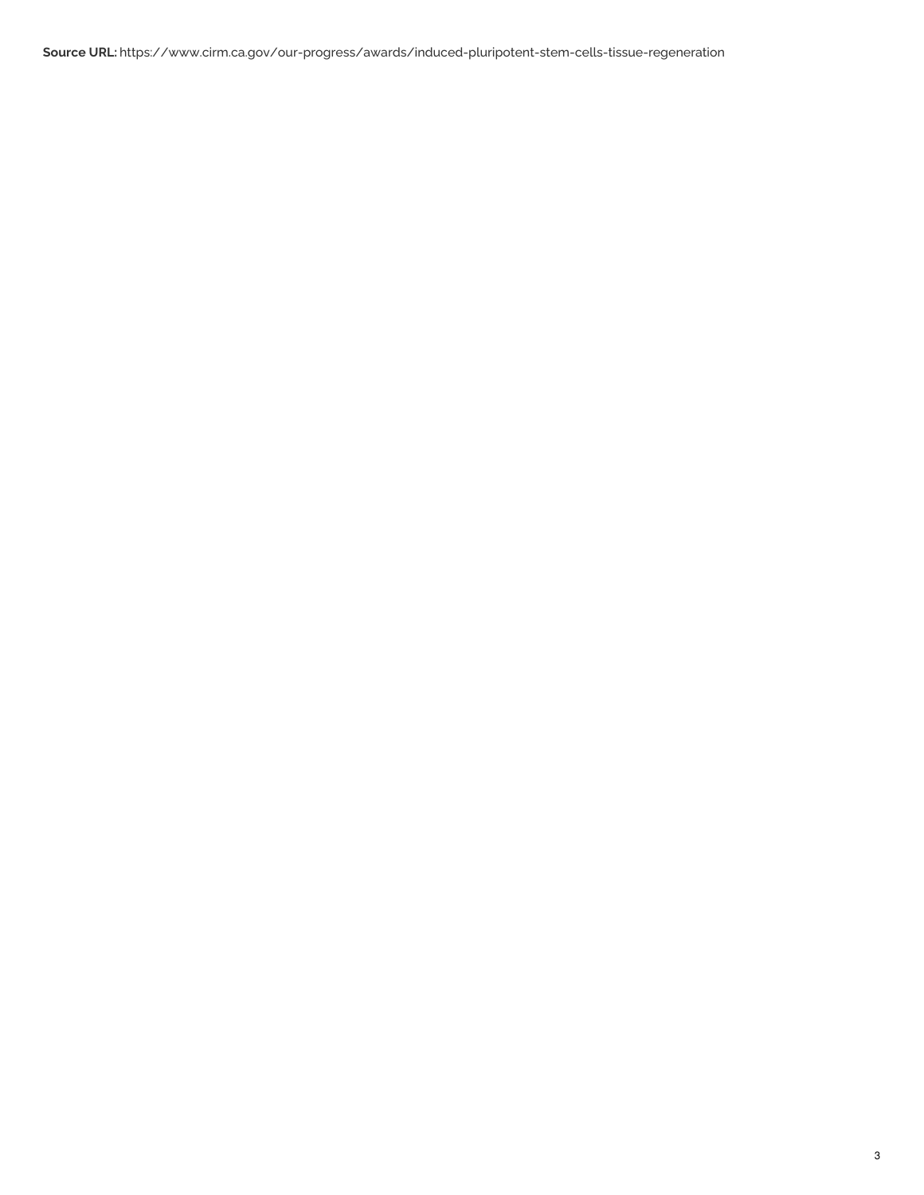**Source URL:** https://www.cirm.ca.gov/our-progress/awards/induced-pluripotent-stem-cells-tissue-regeneration